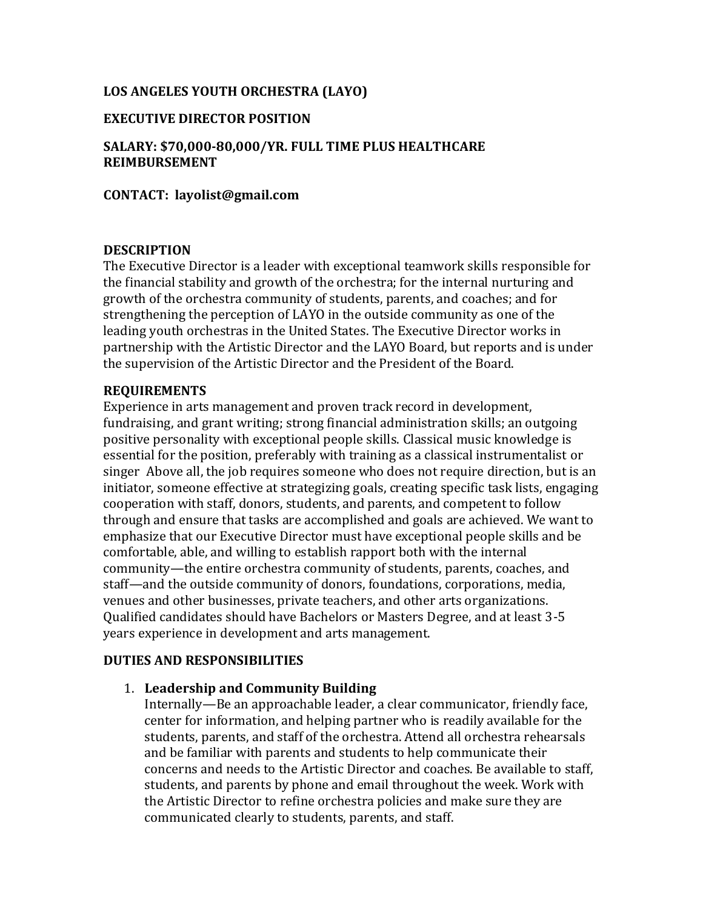**LOS ANGELES YOUTH ORCHESTRA (LAYO)**

**EXECUTIVE DIRECTOR POSITION**

**SALARY: $70,000-80,000/YR. FULL TIME PLUS HEALTHCARE REIMBURSEMENT**

**CONTACT: layolist@gmail.com**

## DESCRIPTION

The Executive Director is a leader with exceptional teamwork skills responsible for the financial stability and growth of the orchestra; for the internal nurturing and growth of the orchestra community of students, parents, and coaches; and for strengthening the perception of LAYO in the outside community as one of the leading youth orchestras in the United States. The Executive Director works in partnership with the Artistic Director and the LAYO Board, but reports and is under the supervision of the Artistic Director and the President of the Board.

## REQUIREMENTS

Experience in arts management and proven track record in development, fundraising, and grant writing; strong financial administration skills; an outgoing positive personality with exceptional people skills. Classical music knowledge is essential for the position, preferably with training as a classical instrumentalist or singer Above all, the job requires someone who does not require direction, but is an initiator, someone effective at strategizing goals, creating specific task lists, engaging cooperation with staff, donors, students, and parents, and competent to follow through and ensure that tasks are accomplished and goals are achieved. We want to emphasize that our Executive Director must have exceptional people skills and be comfortable, able, and willing to establish rapport both with the internal community—the entire orchestra community of students, parents, coaches, and staff—and the outside community of donors, foundations, corporations, media, venues and other businesses, private teachers, and other arts organizations. Qualified candidates should have Bachelors or Masters Degree, and at least 3-5 years experience in development and arts management.

## DUTIES AND RESPONSIBILITIES

1. **Leadership and Community Building**
   Internally—Be an approachable leader, a clear communicator, friendly face, center for information, and helping partner who is readily available for the students, parents, and staff of the orchestra. Attend all orchestra rehearsals and be familiar with parents and students to help communicate their concerns and needs to the Artistic Director and coaches. Be available to staff, students, and parents by phone and email throughout the week. Work with the Artistic Director to refine orchestra policies and make sure they are communicated clearly to students, parents, and staff.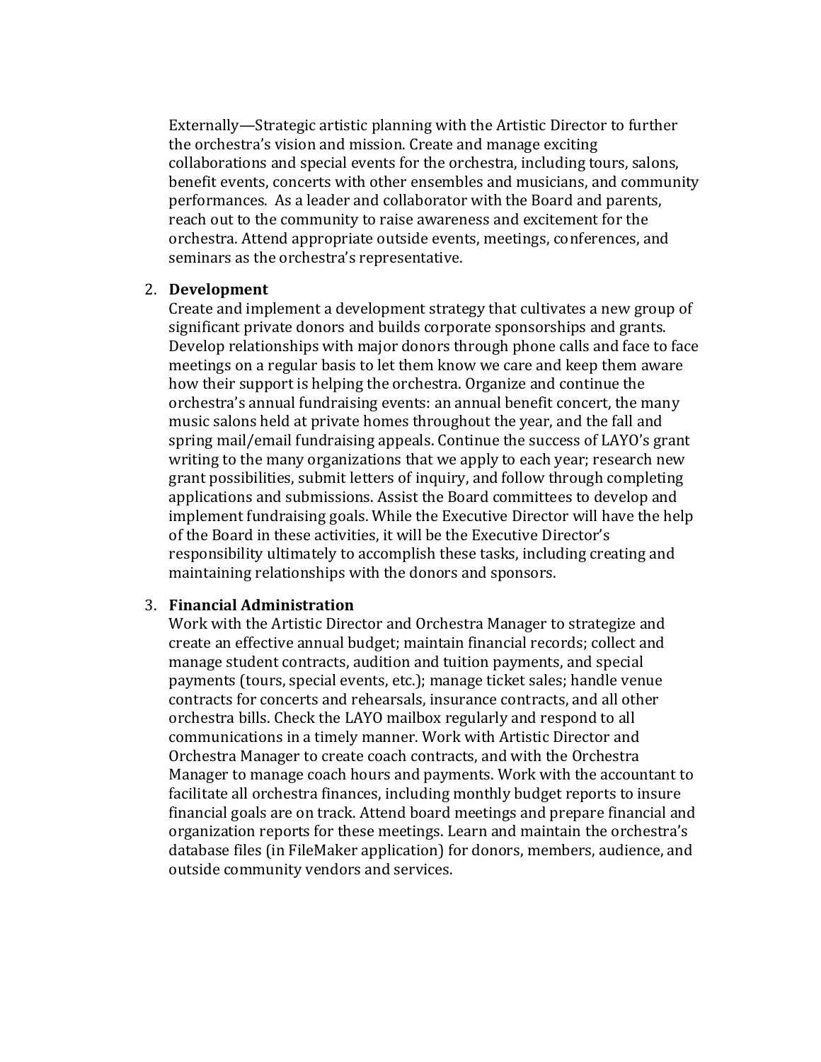Externally—Strategic artistic planning with the Artistic Director to further the orchestra's vision and mission. Create and manage exciting collaborations and special events for the orchestra, including tours, salons, benefit events, concerts with other ensembles and musicians, and community performances. As a leader and collaborator with the Board and parents, reach out to the community to raise awareness and excitement for the orchestra. Attend appropriate outside events, meetings, conferences, and seminars as the orchestra's representative.

2. **Development**
   Create and implement a development strategy that cultivates a new group of significant private donors and builds corporate sponsorships and grants. Develop relationships with major donors through phone calls and face to face meetings on a regular basis to let them know we care and keep them aware how their support is helping the orchestra. Organize and continue the orchestra's annual fundraising events: an annual benefit concert, the many music salons held at private homes throughout the year, and the fall and spring mail/email fundraising appeals. Continue the success of LAYO's grant writing to the many organizations that we apply to each year; research new grant possibilities, submit letters of inquiry, and follow through completing applications and submissions. Assist the Board committees to develop and implement fundraising goals. While the Executive Director will have the help of the Board in these activities, it will be the Executive Director's responsibility ultimately to accomplish these tasks, including creating and maintaining relationships with the donors and sponsors.

3. **Financial Administration**
   Work with the Artistic Director and Orchestra Manager to strategize and create an effective annual budget; maintain financial records; collect and manage student contracts, audition and tuition payments, and special payments (tours, special events, etc.); manage ticket sales; handle venue contracts for concerts and rehearsals, insurance contracts, and all other orchestra bills. Check the LAYO mailbox regularly and respond to all communications in a timely manner. Work with Artistic Director and Orchestra Manager to create coach contracts, and with the Orchestra Manager to manage coach hours and payments. Work with the accountant to facilitate all orchestra finances, including monthly budget reports to insure financial goals are on track. Attend board meetings and prepare financial and organization reports for these meetings. Learn and maintain the orchestra's database files (in FileMaker application) for donors, members, audience, and outside community vendors and services.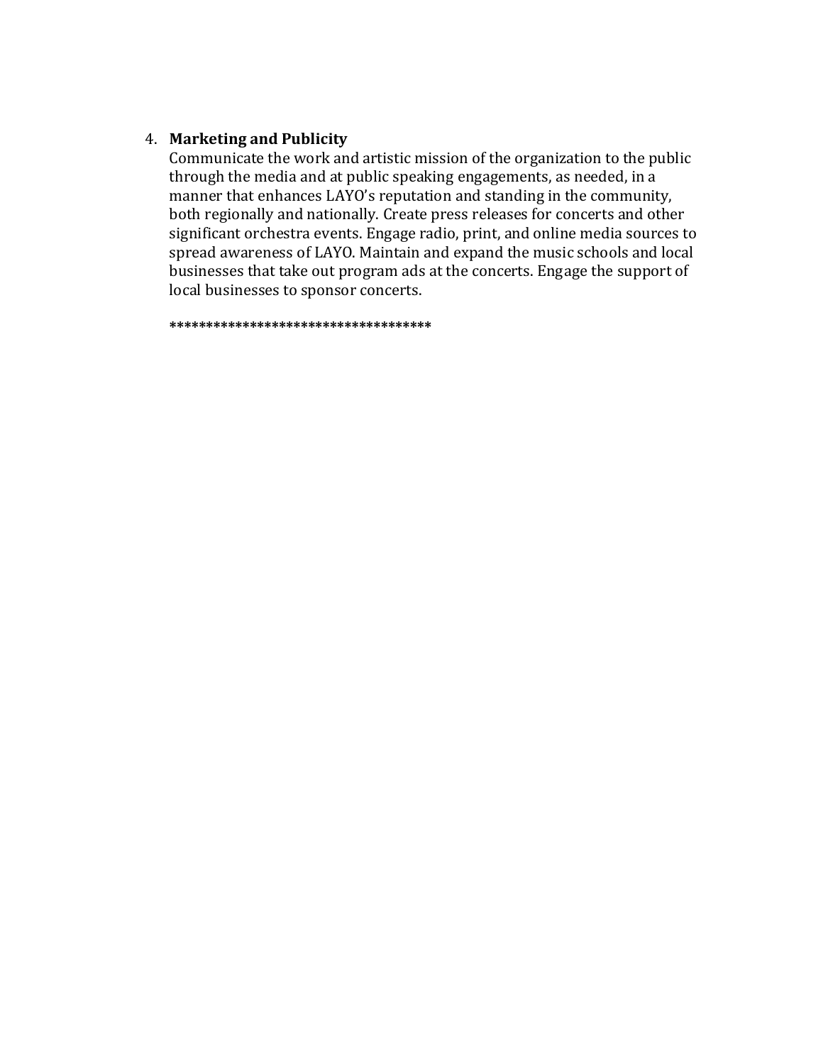4. **Marketing and Publicity**
   Communicate the work and artistic mission of the organization to the public through the media and at public speaking engagements, as needed, in a manner that enhances LAYO's reputation and standing in the community, both regionally and nationally. Create press releases for concerts and other significant orchestra events. Engage radio, print, and online media sources to spread awareness of LAYO. Maintain and expand the music schools and local businesses that take out program ads at the concerts. Engage the support of local businesses to sponsor concerts.

   ***********************************